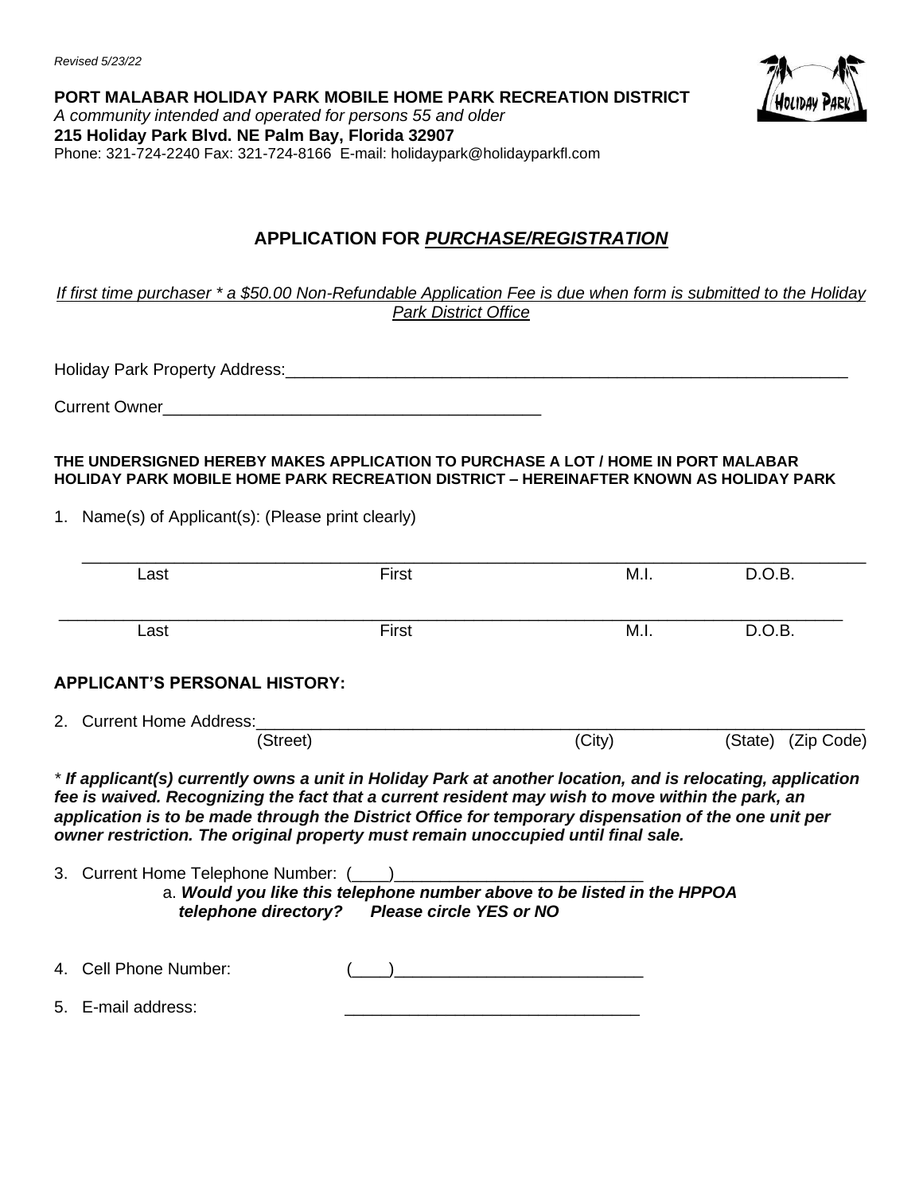*Revised 5/23/22*

**PORT MALABAR HOLIDAY PARK MOBILE HOME PARK RECREATION DISTRICT**
*A community intended and operated for persons 55 and older*
**215 Holiday Park Blvd. NE Palm Bay, Florida 32907**
Phone: 321-724-2240 Fax: 321-724-8166 E-mail: holidaypark@holidayparkfl.com

## APPLICATION FOR *PURCHASE/REGISTRATION*

*If first time purchaser * a $50.00 Non-Refundable Application Fee is due when form is submitted to the Holiday Park District Office*

Holiday Park Property Address:_______________________________________________________________

Current Owner__________________________________________

**THE UNDERSIGNED HEREBY MAKES APPLICATION TO PURCHASE A LOT / HOME IN PORT MALABAR HOLIDAY PARK MOBILE HOME PARK RECREATION DISTRICT – HEREINAFTER KNOWN AS HOLIDAY PARK**

1. Name(s) of Applicant(s): (Please print clearly)

_____________________________________________________________________________________
Last First M.I. D.O.B.

_____________________________________________________________________________________
Last First M.I. D.O.B.

### APPLICANT'S PERSONAL HISTORY:

2. Current Home Address:_________________________________________________________________
(Street) (City) (State) (Zip Code)

* ***If applicant(s) currently owns a unit in Holiday Park at another location, and is relocating, application fee is waived. Recognizing the fact that a current resident may wish to move within the park, an application is to be made through the District Office for temporary dispensation of the one unit per owner restriction. The original property must remain unoccupied until final sale.***

3. Current Home Telephone Number: (____)___________________________
   a. ***Would you like this telephone number above to be listed in the HPPOA telephone directory? Please circle YES or NO***

4. Cell Phone Number: (____)___________________________

5. E-mail address: ________________________________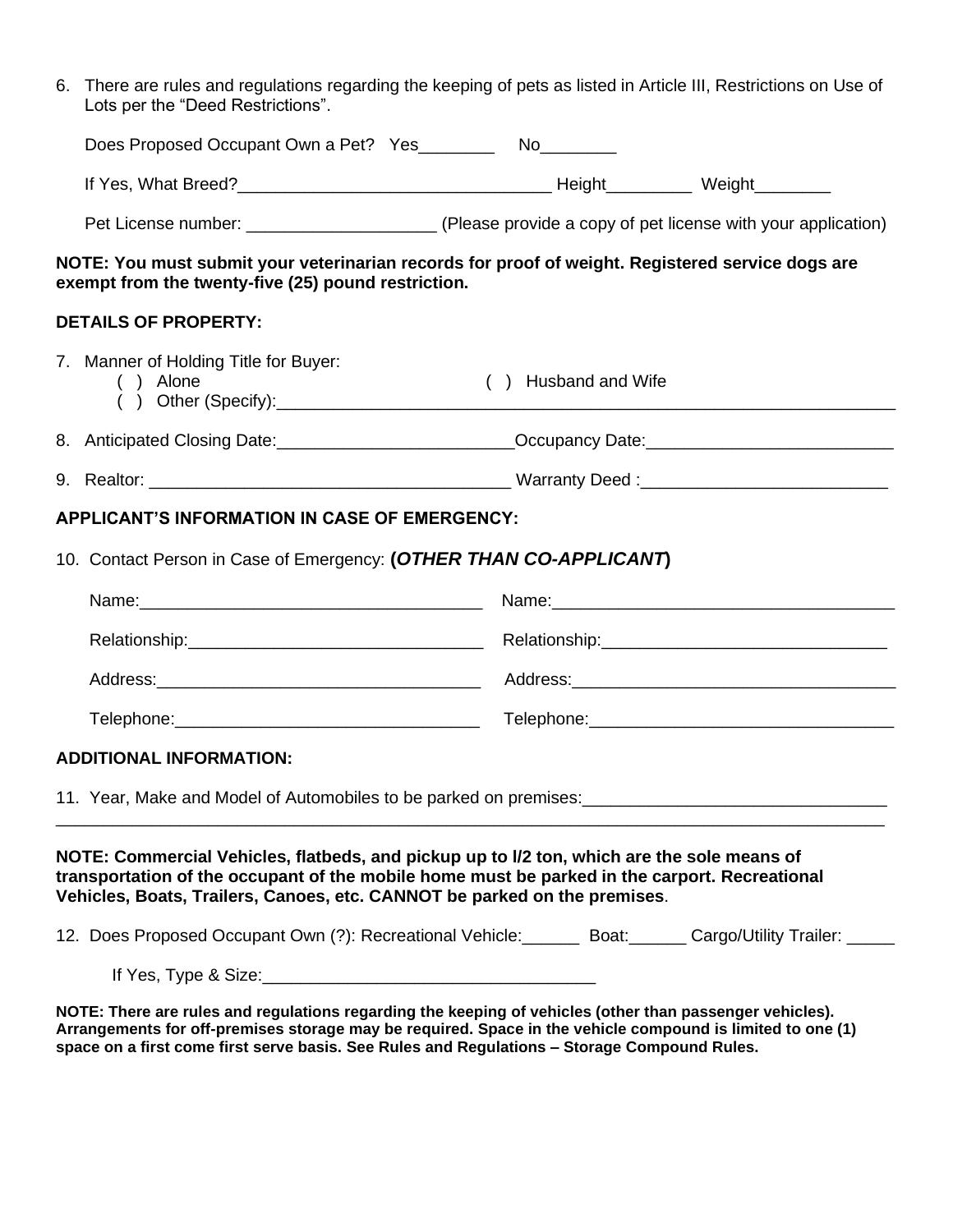6. There are rules and regulations regarding the keeping of pets as listed in Article III, Restrictions on Use of Lots per the "Deed Restrictions".

   Does Proposed Occupant Own a Pet? Yes________ No________

   If Yes, What Breed?_________________________________ Height_________ Weight________

   Pet License number: ___________________ (Please provide a copy of pet license with your application)

**NOTE: You must submit your veterinarian records for proof of weight. Registered service dogs are exempt from the twenty-five (25) pound restriction.**

**DETAILS OF PROPERTY:**

7. Manner of Holding Title for Buyer:
   ( ) Alone ( ) Husband and Wife
   ( ) Other (Specify):_________________________________________________________________

8. Anticipated Closing Date:________________________Occupancy Date:_________________________

9. Realtor: _____________________________________ Warranty Deed :_________________________

**APPLICANT'S INFORMATION IN CASE OF EMERGENCY:**

10. Contact Person in Case of Emergency: **(*OTHER THAN CO-APPLICANT*)**

    Name:____________________________________ Name:____________________________________

    Relationship:______________________________ Relationship:______________________________

    Address:__________________________________ Address:__________________________________

    Telephone:________________________________ Telephone:________________________________

**ADDITIONAL INFORMATION:**

11. Year, Make and Model of Automobiles to be parked on premises:________________________________
_____________________________________________________________________________________________

**NOTE: Commercial Vehicles, flatbeds, and pickup up to l/2 ton, which are the sole means of transportation of the occupant of the mobile home must be parked in the carport. Recreational Vehicles, Boats, Trailers, Canoes, etc. CANNOT be parked on the premises**.

12. Does Proposed Occupant Own (?): Recreational Vehicle:______ Boat:______ Cargo/Utility Trailer: _____

    If Yes, Type & Size:___________________________________

**NOTE: There are rules and regulations regarding the keeping of vehicles (other than passenger vehicles). Arrangements for off-premises storage may be required. Space in the vehicle compound is limited to one (1) space on a first come first serve basis. See Rules and Regulations – Storage Compound Rules.**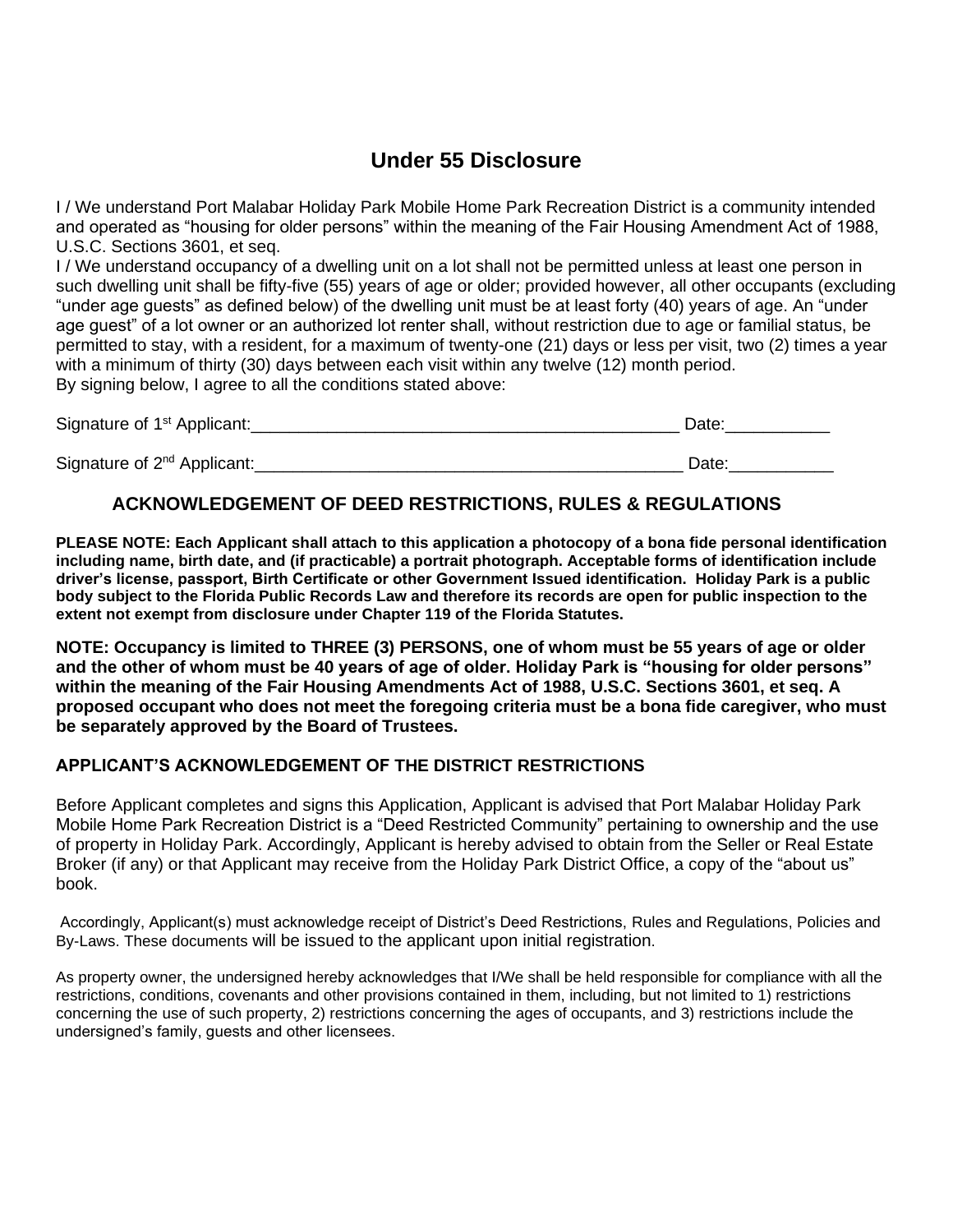# Under 55 Disclosure

I / We understand Port Malabar Holiday Park Mobile Home Park Recreation District is a community intended and operated as "housing for older persons" within the meaning of the Fair Housing Amendment Act of 1988, U.S.C. Sections 3601, et seq.

I / We understand occupancy of a dwelling unit on a lot shall not be permitted unless at least one person in such dwelling unit shall be fifty-five (55) years of age or older; provided however, all other occupants (excluding "under age guests" as defined below) of the dwelling unit must be at least forty (40) years of age. An "under age guest" of a lot owner or an authorized lot renter shall, without restriction due to age or familial status, be permitted to stay, with a resident, for a maximum of twenty-one (21) days or less per visit, two (2) times a year with a minimum of thirty (30) days between each visit within any twelve (12) month period.

By signing below, I agree to all the conditions stated above:

Signature of 1st Applicant:_____________________________________________ Date:___________

Signature of 2nd Applicant:_____________________________________________ Date:___________

## ACKNOWLEDGEMENT OF DEED RESTRICTIONS, RULES & REGULATIONS

**PLEASE NOTE: Each Applicant shall attach to this application a photocopy of a bona fide personal identification including name, birth date, and (if practicable) a portrait photograph. Acceptable forms of identification include driver's license, passport, Birth Certificate or other Government Issued identification. Holiday Park is a public body subject to the Florida Public Records Law and therefore its records are open for public inspection to the extent not exempt from disclosure under Chapter 119 of the Florida Statutes.**

**NOTE: Occupancy is limited to THREE (3) PERSONS, one of whom must be 55 years of age or older and the other of whom must be 40 years of age of older. Holiday Park is "housing for older persons" within the meaning of the Fair Housing Amendments Act of 1988, U.S.C. Sections 3601, et seq. A proposed occupant who does not meet the foregoing criteria must be a bona fide caregiver, who must be separately approved by the Board of Trustees.**

### APPLICANT'S ACKNOWLEDGEMENT OF THE DISTRICT RESTRICTIONS

Before Applicant completes and signs this Application, Applicant is advised that Port Malabar Holiday Park Mobile Home Park Recreation District is a "Deed Restricted Community" pertaining to ownership and the use of property in Holiday Park. Accordingly, Applicant is hereby advised to obtain from the Seller or Real Estate Broker (if any) or that Applicant may receive from the Holiday Park District Office, a copy of the "about us" book.

Accordingly, Applicant(s) must acknowledge receipt of District's Deed Restrictions, Rules and Regulations, Policies and By-Laws. These documents will be issued to the applicant upon initial registration.

As property owner, the undersigned hereby acknowledges that I/We shall be held responsible for compliance with all the restrictions, conditions, covenants and other provisions contained in them, including, but not limited to 1) restrictions concerning the use of such property, 2) restrictions concerning the ages of occupants, and 3) restrictions include the undersigned's family, guests and other licensees.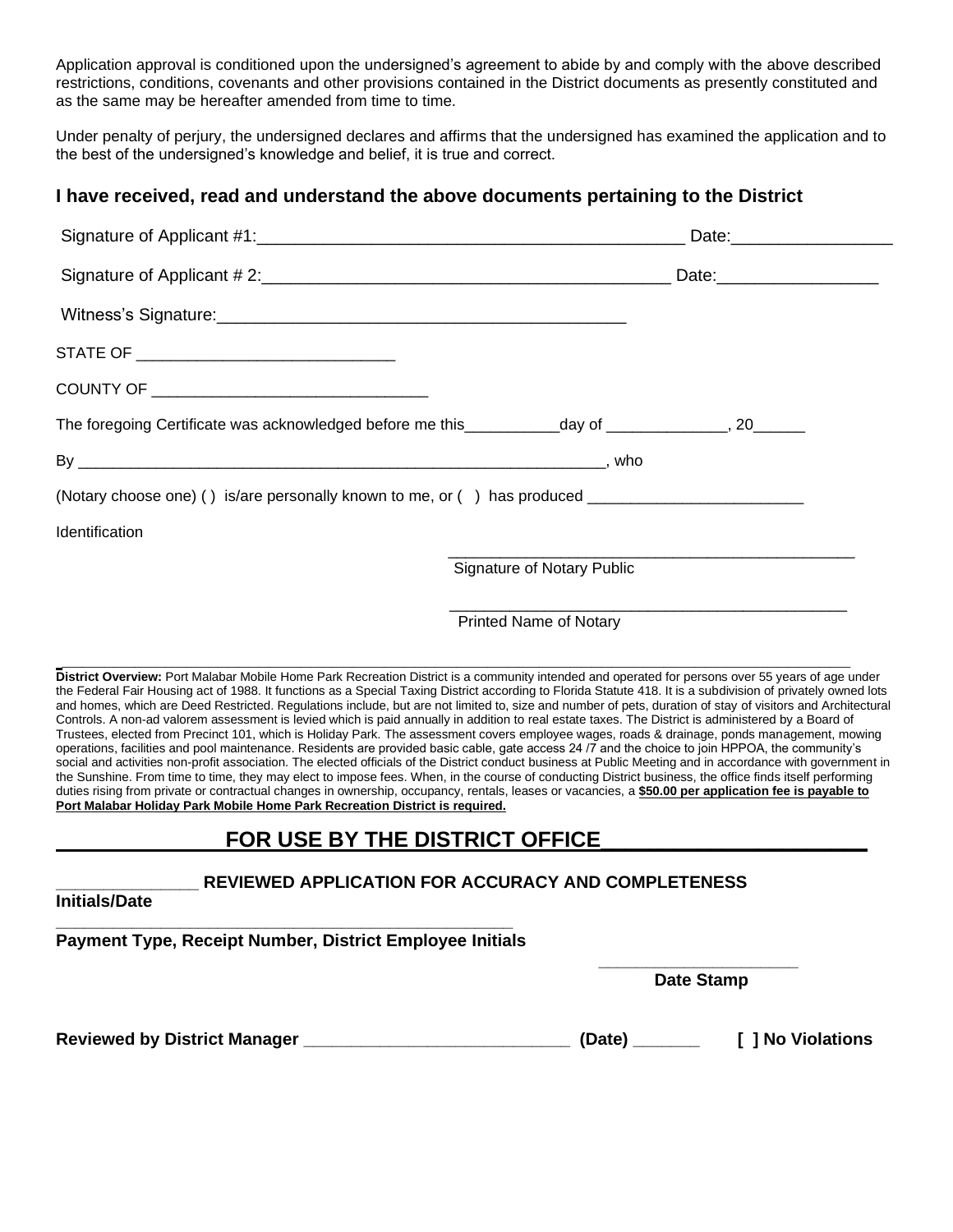Application approval is conditioned upon the undersigned's agreement to abide by and comply with the above described restrictions, conditions, covenants and other provisions contained in the District documents as presently constituted and as the same may be hereafter amended from time to time.

Under penalty of perjury, the undersigned declares and affirms that the undersigned has examined the application and to the best of the undersigned's knowledge and belief, it is true and correct.

### I have received, read and understand the above documents pertaining to the District

Signature of Applicant #1:_____________________________________________ Date:________________

Signature of Applicant # 2:___________________________________________ Date:________________

Witness's Signature:__________________________________________

STATE OF ____________________________

COUNTY OF ______________________________

The foregoing Certificate was acknowledged before me this__________day of _____________, 20_____

By __________________________________________________________, who

(Notary choose one) ( ) is/are personally known to me, or ( ) has produced ________________________

Identification

_____________________________________________
Signature of Notary Public

_____________________________________________
Printed Name of Notary

**District Overview:** Port Malabar Mobile Home Park Recreation District is a community intended and operated for persons over 55 years of age under the Federal Fair Housing act of 1988. It functions as a Special Taxing District according to Florida Statute 418. It is a subdivision of privately owned lots and homes, which are Deed Restricted. Regulations include, but are not limited to, size and number of pets, duration of stay of visitors and Architectural Controls. A non-ad valorem assessment is levied which is paid annually in addition to real estate taxes. The District is administered by a Board of Trustees, elected from Precinct 101, which is Holiday Park. The assessment covers employee wages, roads & drainage, ponds management, mowing operations, facilities and pool maintenance. Residents are provided basic cable, gate access 24 /7 and the choice to join HPPOA, the community's social and activities non-profit association. The elected officials of the District conduct business at Public Meeting and in accordance with government in the Sunshine. From time to time, they may elect to impose fees. When, in the course of conducting District business, the office finds itself performing duties rising from private or contractual changes in ownership, occupancy, rentals, leases or vacancies, a **$50.00 per application fee is payable to Port Malabar Holiday Park Mobile Home Park Recreation District is required.**

## FOR USE BY THE DISTRICT OFFICE

**______________ REVIEWED APPLICATION FOR ACCURACY AND COMPLETENESS**
**Initials/Date**

**_______________________________________________**
**Payment Type, Receipt Number, District Employee Initials**

**____________________**
**Date Stamp**

**Reviewed by District Manager ___________________________ (Date) ______ [ ] No Violations**